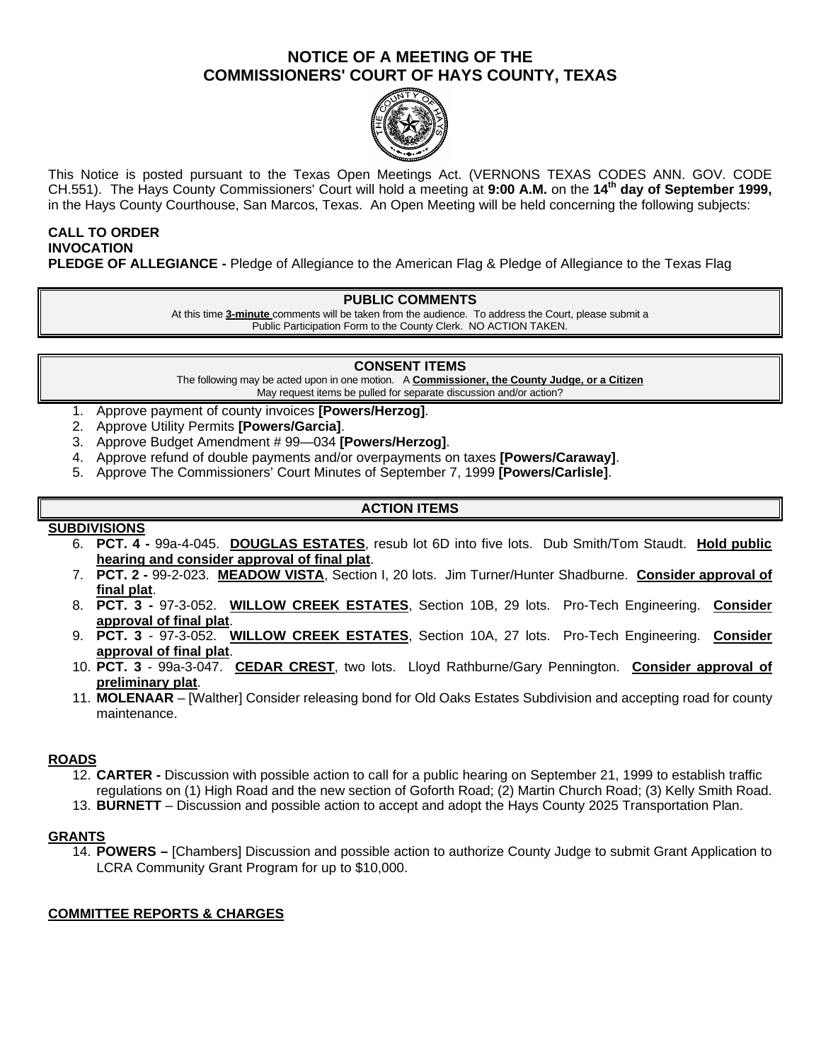# NOTICE OF A MEETING OF THE COMMISSIONERS' COURT OF HAYS COUNTY, TEXAS

This Notice is posted pursuant to the Texas Open Meetings Act. (VERNONS TEXAS CODES ANN. GOV. CODE CH.551). The Hays County Commissioners' Court will hold a meeting at **9:00 A.M.** on the **14th day of September 1999,** in the Hays County Courthouse, San Marcos, Texas. An Open Meeting will be held concerning the following subjects:

**CALL TO ORDER**
**INVOCATION**
**PLEDGE OF ALLEGIANCE -** Pledge of Allegiance to the American Flag & Pledge of Allegiance to the Texas Flag

## PUBLIC COMMENTS

At this time **3-minute** comments will be taken from the audience. To address the Court, please submit a Public Participation Form to the County Clerk. NO ACTION TAKEN.

## CONSENT ITEMS

The following may be acted upon in one motion. A **Commissioner, the County Judge, or a Citizen** May request items be pulled for separate discussion and/or action?

1. Approve payment of county invoices **[Powers/Herzog]**.
2. Approve Utility Permits **[Powers/Garcia]**.
3. Approve Budget Amendment # 99—034 **[Powers/Herzog]**.
4. Approve refund of double payments and/or overpayments on taxes **[Powers/Caraway]**.
5. Approve The Commissioners' Court Minutes of September 7, 1999 **[Powers/Carlisle]**.

## ACTION ITEMS

### SUBDIVISIONS

6. **PCT. 4 -** 99a-4-045. **DOUGLAS ESTATES**, resub lot 6D into five lots. Dub Smith/Tom Staudt. **Hold public hearing and consider approval of final plat**.
7. **PCT. 2 -** 99-2-023. **MEADOW VISTA**, Section I, 20 lots. Jim Turner/Hunter Shadburne. **Consider approval of final plat**.
8. **PCT. 3 -** 97-3-052. **WILLOW CREEK ESTATES**, Section 10B, 29 lots. Pro-Tech Engineering. **Consider approval of final plat**.
9. **PCT. 3** - 97-3-052. **WILLOW CREEK ESTATES**, Section 10A, 27 lots. Pro-Tech Engineering. **Consider approval of final plat**.
10. **PCT. 3** - 99a-3-047. **CEDAR CREST**, two lots. Lloyd Rathburne/Gary Pennington. **Consider approval of preliminary plat**.
11. **MOLENAAR** – [Walther] Consider releasing bond for Old Oaks Estates Subdivision and accepting road for county maintenance.

### ROADS

12. **CARTER -** Discussion with possible action to call for a public hearing on September 21, 1999 to establish traffic regulations on (1) High Road and the new section of Goforth Road; (2) Martin Church Road; (3) Kelly Smith Road.
13. **BURNETT** – Discussion and possible action to accept and adopt the Hays County 2025 Transportation Plan.

### GRANTS

14. **POWERS –** [Chambers] Discussion and possible action to authorize County Judge to submit Grant Application to LCRA Community Grant Program for up to $10,000.

### COMMITTEE REPORTS & CHARGES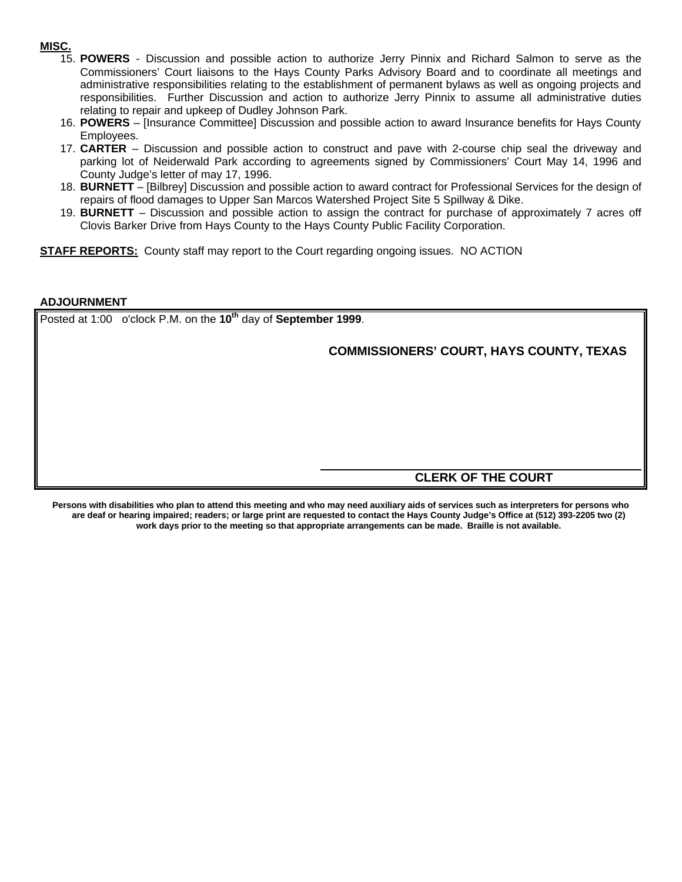**MISC.**

15. **POWERS** - Discussion and possible action to authorize Jerry Pinnix and Richard Salmon to serve as the Commissioners' Court liaisons to the Hays County Parks Advisory Board and to coordinate all meetings and administrative responsibilities relating to the establishment of permanent bylaws as well as ongoing projects and responsibilities. Further Discussion and action to authorize Jerry Pinnix to assume all administrative duties relating to repair and upkeep of Dudley Johnson Park.
16. **POWERS** – [Insurance Committee] Discussion and possible action to award Insurance benefits for Hays County Employees.
17. **CARTER** – Discussion and possible action to construct and pave with 2-course chip seal the driveway and parking lot of Neiderwald Park according to agreements signed by Commissioners' Court May 14, 1996 and County Judge's letter of may 17, 1996.
18. **BURNETT** – [Bilbrey] Discussion and possible action to award contract for Professional Services for the design of repairs of flood damages to Upper San Marcos Watershed Project Site 5 Spillway & Dike.
19. **BURNETT** – Discussion and possible action to assign the contract for purchase of approximately 7 acres off Clovis Barker Drive from Hays County to the Hays County Public Facility Corporation.

**STAFF REPORTS:** County staff may report to the Court regarding ongoing issues. NO ACTION

**ADJOURNMENT**

Posted at 1:00 o'clock P.M. on the **10th** day of **September 1999**.

**COMMISSIONERS' COURT, HAYS COUNTY, TEXAS**

\_\_\_\_\_\_\_\_\_\_\_\_\_\_\_\_\_\_\_\_\_\_\_\_\_\_\_\_\_\_\_\_\_\_\_\_

**CLERK OF THE COURT**

**Persons with disabilities who plan to attend this meeting and who may need auxiliary aids of services such as interpreters for persons who are deaf or hearing impaired; readers; or large print are requested to contact the Hays County Judge's Office at (512) 393-2205 two (2) work days prior to the meeting so that appropriate arrangements can be made. Braille is not available.**